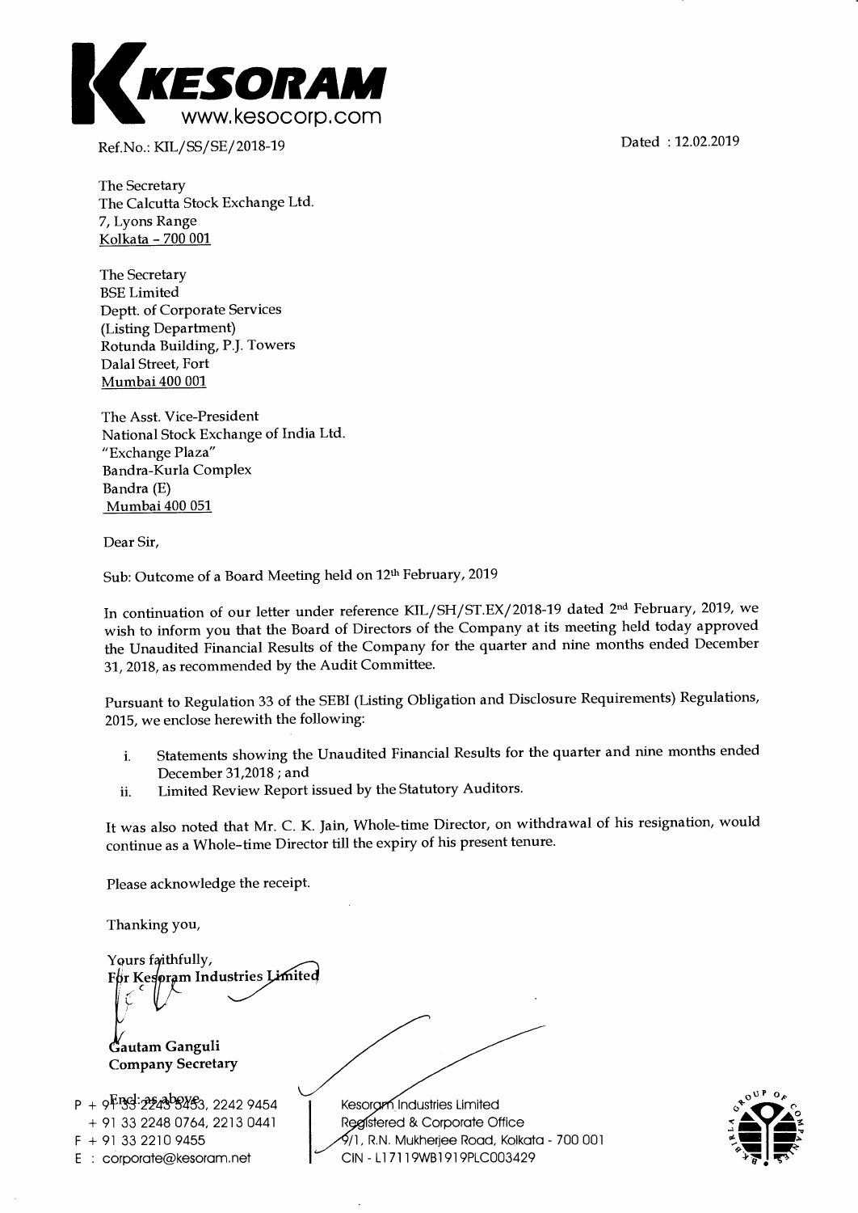**KESORAM**
www.kesocorp.com

Ref.No.: KIL/SS/SE/2018-19

Dated : 12.02.2019

The Secretary
The Calcutta Stock Exchange Ltd.
7, Lyons Range
Kolkata - 700 001

The Secretary
BSE Limited
Deptt. of Corporate Services
(Listing Department)
Rotunda Building, P.J. Towers
Dalal Street, Fort
Mumbai 400 001

The Asst. Vice-President
National Stock Exchange of India Ltd.
"Exchange Plaza"
Bandra-Kurla Complex
Bandra (E)
Mumbai 400 051

Dear Sir,

Sub: Outcome of a Board Meeting held on 12th February, 2019

In continuation of our letter under reference KIL/SH/ST.EX/2018-19 dated 2nd February, 2019, we wish to inform you that the Board of Directors of the Company at its meeting held today approved the Unaudited Financial Results of the Company for the quarter and nine months ended December 31, 2018, as recommended by the Audit Committee.

Pursuant to Regulation 33 of the SEBI (Listing Obligation and Disclosure Requirements) Regulations, 2015, we enclose herewith the following:

i. Statements showing the Unaudited Financial Results for the quarter and nine months ended December 31,2018 ; and
ii. Limited Review Report issued by the Statutory Auditors.

It was also noted that Mr. C. K. Jain, Whole-time Director, on withdrawal of his resignation, would continue as a Whole-time Director till the expiry of his present tenure.

Please acknowledge the receipt.

Thanking you,

Yours faithfully,
For Kesoram Industries Limited

Gautam Ganguli
Company Secretary

Encl: as above

P + 91 33 2243 5453, 2242 9454
+ 91 33 2248 0764, 2213 0441
F + 91 33 2210 9455
E : corporate@kesoram.net

Kesoram Industries Limited
Registered & Corporate Office
9/1, R.N. Mukherjee Road, Kolkata - 700 001
CIN - L17119WB1919PLC003429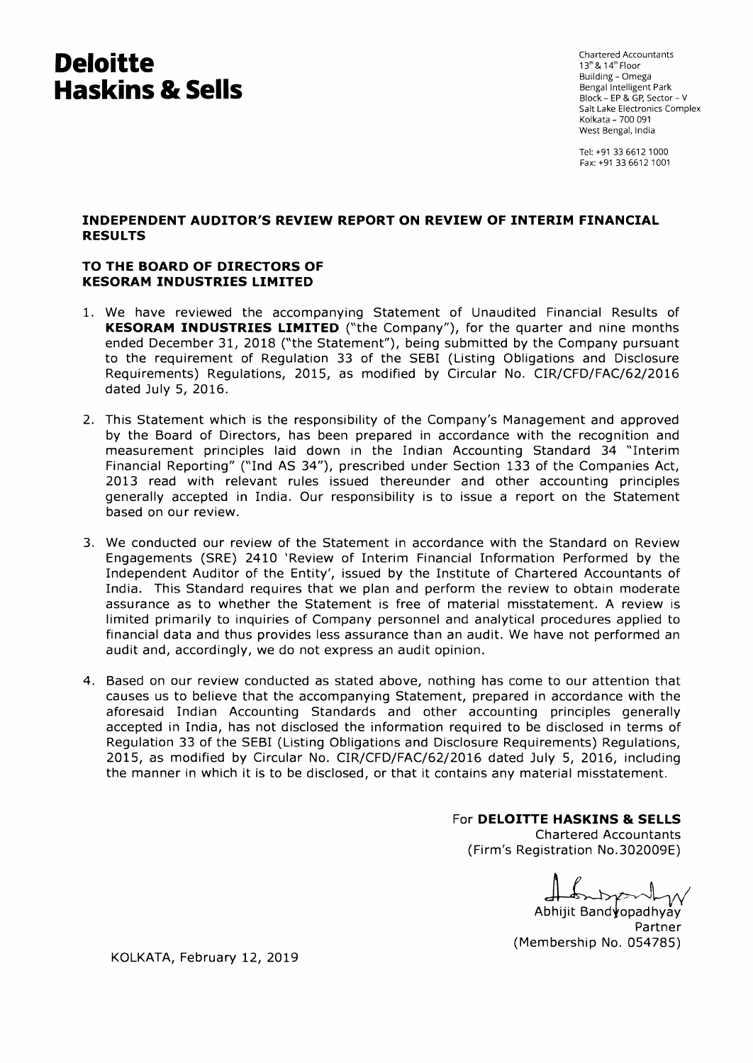# Deloitte Haskins & Sells

Chartered Accountants
13[th] & 14[th] Floor
Building - Omega
Bengal Intelligent Park
Block - EP & GP, Sector - V
Salt Lake Electronics Complex
Kolkata - 700 091
West Bengal, India

Tel: +91 33 6612 1000
Fax: +91 33 6612 1001

## INDEPENDENT AUDITOR'S REVIEW REPORT ON REVIEW OF INTERIM FINANCIAL RESULTS

### TO THE BOARD OF DIRECTORS OF KESORAM INDUSTRIES LIMITED

1. We have reviewed the accompanying Statement of Unaudited Financial Results of **KESORAM INDUSTRIES LIMITED** ("the Company"), for the quarter and nine months ended December 31, 2018 ("the Statement"), being submitted by the Company pursuant to the requirement of Regulation 33 of the SEBI (Listing Obligations and Disclosure Requirements) Regulations, 2015, as modified by Circular No. CIR/CFD/FAC/62/2016 dated July 5, 2016.

2. This Statement which is the responsibility of the Company's Management and approved by the Board of Directors, has been prepared in accordance with the recognition and measurement principles laid down in the Indian Accounting Standard 34 "Interim Financial Reporting" ("Ind AS 34"), prescribed under Section 133 of the Companies Act, 2013 read with relevant rules issued thereunder and other accounting principles generally accepted in India. Our responsibility is to issue a report on the Statement based on our review.

3. We conducted our review of the Statement in accordance with the Standard on Review Engagements (SRE) 2410 'Review of Interim Financial Information Performed by the Independent Auditor of the Entity', issued by the Institute of Chartered Accountants of India. This Standard requires that we plan and perform the review to obtain moderate assurance as to whether the Statement is free of material misstatement. A review is limited primarily to inquiries of Company personnel and analytical procedures applied to financial data and thus provides less assurance than an audit. We have not performed an audit and, accordingly, we do not express an audit opinion.

4. Based on our review conducted as stated above, nothing has come to our attention that causes us to believe that the accompanying Statement, prepared in accordance with the aforesaid Indian Accounting Standards and other accounting principles generally accepted in India, has not disclosed the information required to be disclosed in terms of Regulation 33 of the SEBI (Listing Obligations and Disclosure Requirements) Regulations, 2015, as modified by Circular No. CIR/CFD/FAC/62/2016 dated July 5, 2016, including the manner in which it is to be disclosed, or that it contains any material misstatement.

For **DELOITTE HASKINS & SELLS**
Chartered Accountants
(Firm's Registration No.302009E)

Abhijit Bandyopadhyay
Partner
(Membership No. 054785)

KOLKATA, February 12, 2019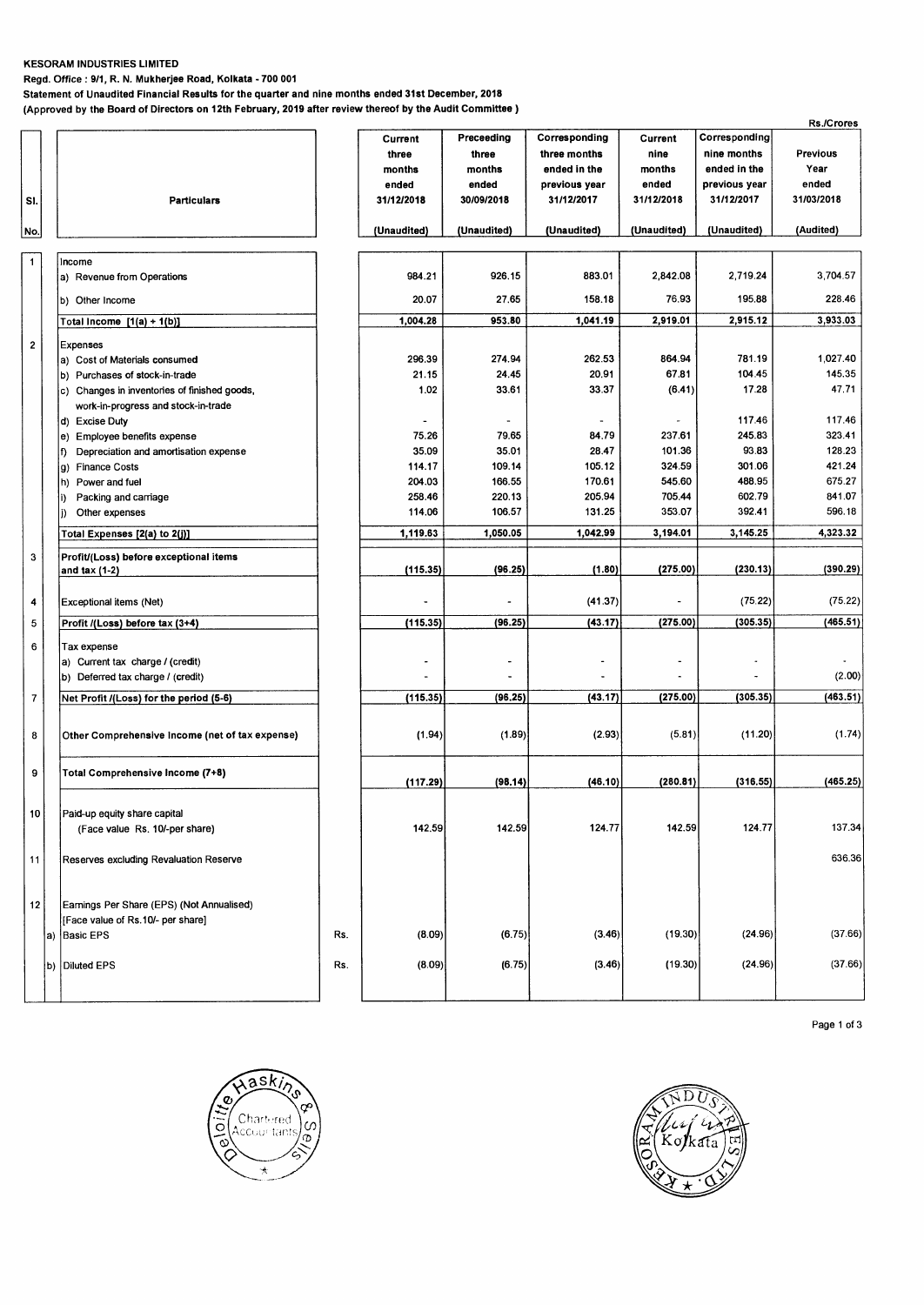**KESORAM INDUSTRIES LIMITED**

**Regd. Office : 9/1, R. N. Mukherjee Road, Kolkata - 700 001**

**Statement of Unaudited Financial Results for the quarter and nine months ended 31st December, 2018**

**(Approved by the Board of Directors on 12th February, 2019 after review thereof by the Audit Committee )**

Rs./Crores

| Sl. No. | Particulars | | Current three months ended 31/12/2018 (Unaudited) | Preceeding three months ended 30/09/2018 (Unaudited) | Corresponding three months ended in the previous year 31/12/2017 (Unaudited) | Current nine months ended 31/12/2018 (Unaudited) | Corresponding nine months ended in the previous year 31/12/2017 (Unaudited) | Previous Year ended 31/03/2018 (Audited) |
|---|---|---|---|---|---|---|---|---|
| 1 | Income | | | | | | | |
| | a) Revenue from Operations | | 984.21 | 926.15 | 883.01 | 2,842.08 | 2,719.24 | 3,704.57 |
| | b) Other Income | | 20.07 | 27.65 | 158.18 | 76.93 | 195.88 | 228.46 |
| | Total Income [1(a) + 1(b)] | | 1,004.28 | 953.80 | 1,041.19 | 2,919.01 | 2,915.12 | 3,933.03 |
| 2 | Expenses | | | | | | | |
| | a) Cost of Materials consumed | | 296.39 | 274.94 | 262.53 | 864.94 | 781.19 | 1,027.40 |
| | b) Purchases of stock-in-trade | | 21.15 | 24.45 | 20.91 | 67.81 | 104.45 | 145.35 |
| | c) Changes in inventories of finished goods, work-in-progress and stock-in-trade | | 1.02 | 33.61 | 33.37 | (6.41) | 17.28 | 47.71 |
| | d) Excise Duty | | - | - | - | - | 117.46 | 117.46 |
| | e) Employee benefits expense | | 75.26 | 79.65 | 84.79 | 237.61 | 245.83 | 323.41 |
| | f) Depreciation and amortisation expense | | 35.09 | 35.01 | 28.47 | 101.36 | 93.83 | 128.23 |
| | g) Finance Costs | | 114.17 | 109.14 | 105.12 | 324.59 | 301.06 | 421.24 |
| | h) Power and fuel | | 204.03 | 166.55 | 170.61 | 545.60 | 488.95 | 675.27 |
| | i) Packing and carriage | | 258.46 | 220.13 | 205.94 | 705.44 | 602.79 | 841.07 |
| | j) Other expenses | | 114.06 | 106.57 | 131.25 | 353.07 | 392.41 | 596.18 |
| | Total Expenses [2(a) to 2(j)] | | 1,119.63 | 1,050.05 | 1,042.99 | 3,194.01 | 3,145.25 | 4,323.32 |
| 3 | Profit/(Loss) before exceptional items and tax (1-2) | | (115.35) | (96.25) | (1.80) | (275.00) | (230.13) | (390.29) |
| 4 | Exceptional items (Net) | | - | - | (41.37) | - | (75.22) | (75.22) |
| 5 | Profit /(Loss) before tax (3+4) | | (115.35) | (96.25) | (43.17) | (275.00) | (305.35) | (465.51) |
| 6 | Tax expense | | | | | | | |
| | a) Current tax charge / (credit) | | - | - | - | - | - | - |
| | b) Deferred tax charge / (credit) | | - | - | - | - | - | (2.00) |
| 7 | Net Profit /(Loss) for the period (5-6) | | (115.35) | (96.25) | (43.17) | (275.00) | (305.35) | (463.51) |
| 8 | Other Comprehensive Income (net of tax expense) | | (1.94) | (1.89) | (2.93) | (5.81) | (11.20) | (1.74) |
| 9 | Total Comprehensive Income (7+8) | | (117.29) | (98.14) | (46.10) | (280.81) | (316.55) | (465.25) |
| 10 | Paid-up equity share capital (Face value Rs. 10/-per share) | | 142.59 | 142.59 | 124.77 | 142.59 | 124.77 | 137.34 |
| 11 | Reserves excluding Revaluation Reserve | | | | | | | 636.36 |
| 12 | Earnings Per Share (EPS) (Not Annualised) [Face value of Rs.10/- per share] | | | | | | | |
| | a) Basic EPS | Rs. | (8.09) | (6.75) | (3.46) | (19.30) | (24.96) | (37.66) |
| | b) Diluted EPS | Rs. | (8.09) | (6.75) | (3.46) | (19.30) | (24.96) | (37.66) |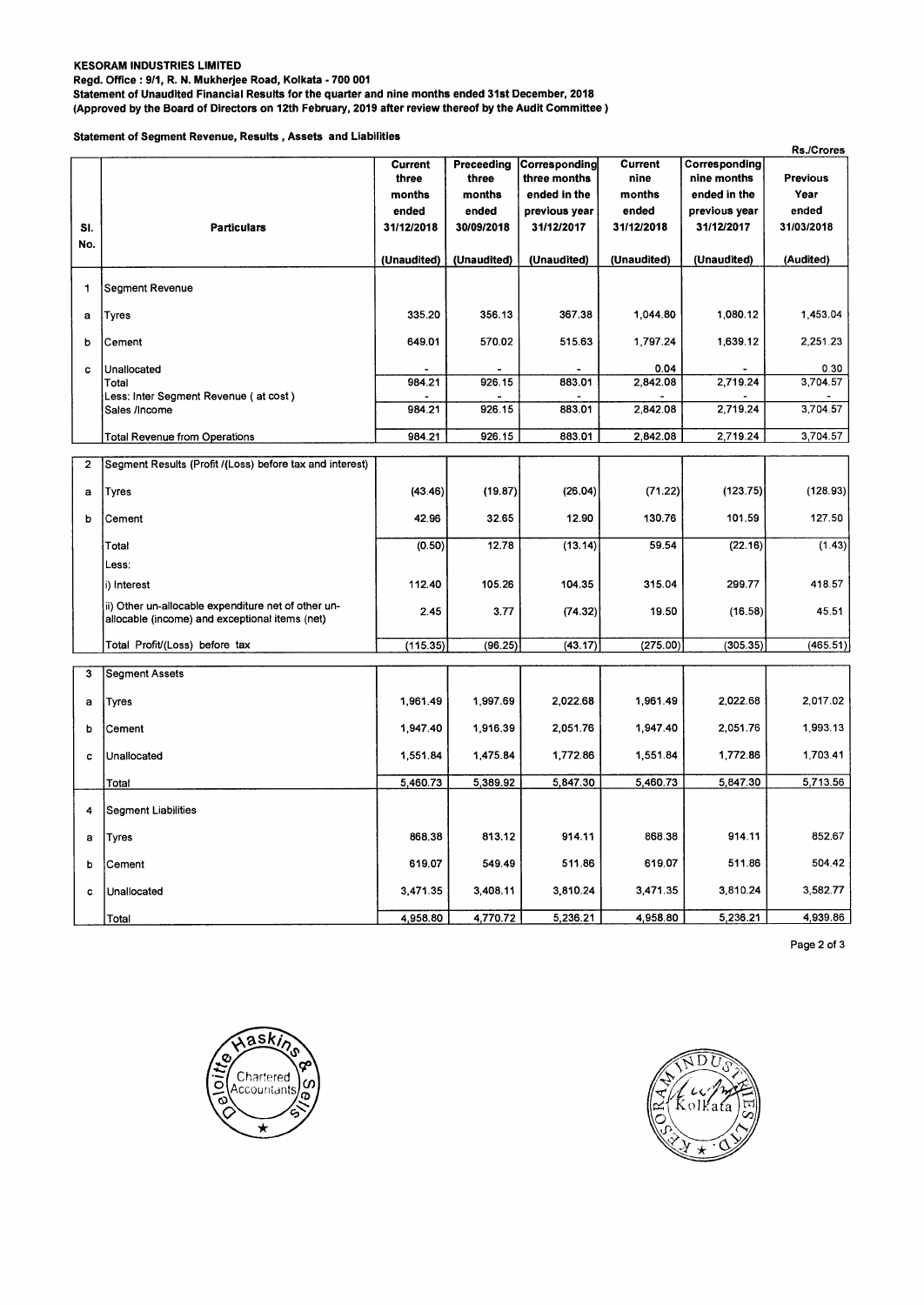**KESORAM INDUSTRIES LIMITED**
**Regd. Office : 9/1, R. N. Mukherjee Road, Kolkata - 700 001**
**Statement of Unaudited Financial Results for the quarter and nine months ended 31st December, 2018**
**(Approved by the Board of Directors on 12th February, 2019 after review thereof by the Audit Committee )**

**Statement of Segment Revenue, Results , Assets and Liabilities**

Rs./Crores

| Sl. No. | Particulars | Current three months ended 31/12/2018 (Unaudited) | Preceeding three months ended 30/09/2018 (Unaudited) | Corresponding three months ended in the previous year 31/12/2017 (Unaudited) | Current nine months ended 31/12/2018 (Unaudited) | Corresponding nine months ended in the previous year 31/12/2017 (Unaudited) | Previous Year ended 31/03/2018 (Audited) |
|---|---|---|---|---|---|---|---|
| 1 | Segment Revenue | | | | | | |
| a | Tyres | 335.20 | 356.13 | 367.38 | 1,044.80 | 1,080.12 | 1,453.04 |
| b | Cement | 649.01 | 570.02 | 515.63 | 1,797.24 | 1,639.12 | 2,251.23 |
| c | Unallocated | - | - | - | 0.04 | - | 0.30 |
| | Total | 984.21 | 926.15 | 883.01 | 2,842.08 | 2,719.24 | 3,704.57 |
| | Less: Inter Segment Revenue ( at cost ) | - | - | - | - | - | - |
| | Sales /Income | 984.21 | 926.15 | 883.01 | 2,842.08 | 2,719.24 | 3,704.57 |
| | Total Revenue from Operations | 984.21 | 926.15 | 883.01 | 2,842.08 | 2,719.24 | 3,704.57 |
| 2 | Segment Results (Profit /(Loss) before tax and interest) | | | | | | |
| a | Tyres | (43.46) | (19.87) | (26.04) | (71.22) | (123.75) | (128.93) |
| b | Cement | 42.96 | 32.65 | 12.90 | 130.76 | 101.59 | 127.50 |
| | Total | (0.50) | 12.78 | (13.14) | 59.54 | (22.16) | (1.43) |
| | Less: | | | | | | |
| | i) Interest | 112.40 | 105.26 | 104.35 | 315.04 | 299.77 | 418.57 |
| | ii) Other un-allocable expenditure net of other un-allocable (income) and exceptional items (net) | 2.45 | 3.77 | (74.32) | 19.50 | (16.58) | 45.51 |
| | Total Profit/(Loss) before tax | (115.35) | (96.25) | (43.17) | (275.00) | (305.35) | (465.51) |
| 3 | Segment Assets | | | | | | |
| a | Tyres | 1,961.49 | 1,997.69 | 2,022.68 | 1,961.49 | 2,022.68 | 2,017.02 |
| b | Cement | 1,947.40 | 1,916.39 | 2,051.76 | 1,947.40 | 2,051.76 | 1,993.13 |
| c | Unallocated | 1,551.84 | 1,475.84 | 1,772.86 | 1,551.84 | 1,772.86 | 1,703.41 |
| | Total | 5,460.73 | 5,389.92 | 5,847.30 | 5,460.73 | 5,847.30 | 5,713.56 |
| 4 | Segment Liabilities | | | | | | |
| a | Tyres | 868.38 | 813.12 | 914.11 | 868.38 | 914.11 | 852.67 |
| b | Cement | 619.07 | 549.49 | 511.86 | 619.07 | 511.86 | 504.42 |
| c | Unallocated | 3,471.35 | 3,408.11 | 3,810.24 | 3,471.35 | 3,810.24 | 3,582.77 |
| | Total | 4,958.80 | 4,770.72 | 5,236.21 | 4,958.80 | 5,236.21 | 4,939.86 |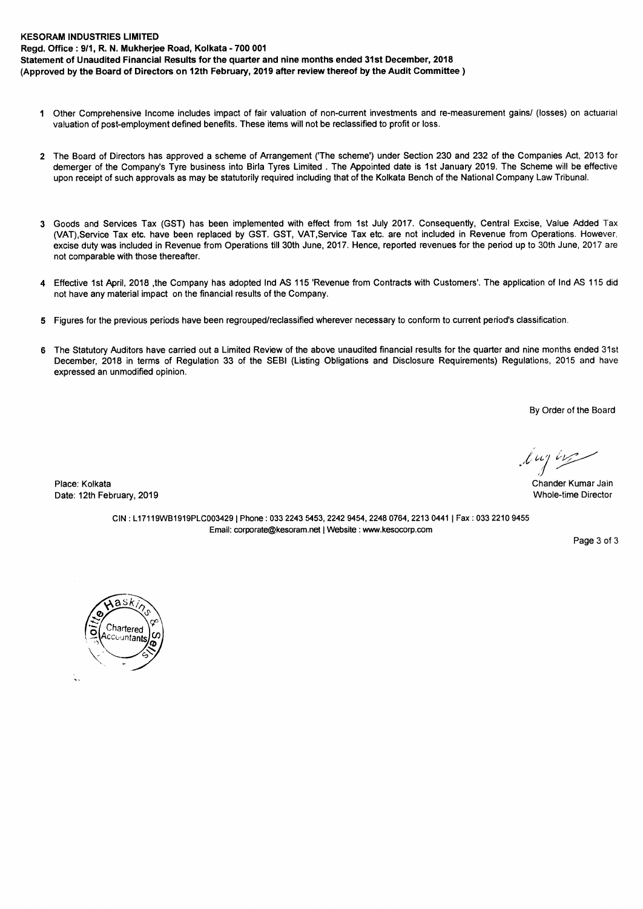**KESORAM INDUSTRIES LIMITED**
**Regd. Office : 9/1, R. N. Mukherjee Road, Kolkata - 700 001**
**Statement of Unaudited Financial Results for the quarter and nine months ended 31st December, 2018**
**(Approved by the Board of Directors on 12th February, 2019 after review thereof by the Audit Committee )**

1. Other Comprehensive Income includes impact of fair valuation of non-current investments and re-measurement gains/ (losses) on actuarial valuation of post-employment defined benefits. These items will not be reclassified to profit or loss.

2. The Board of Directors has approved a scheme of Arrangement ('The scheme') under Section 230 and 232 of the Companies Act, 2013 for demerger of the Company's Tyre business into Birla Tyres Limited . The Appointed date is 1st January 2019. The Scheme will be effective upon receipt of such approvals as may be statutorily required including that of the Kolkata Bench of the National Company Law Tribunal.

3. Goods and Services Tax (GST) has been implemented with effect from 1st July 2017. Consequently, Central Excise, Value Added Tax (VAT),Service Tax etc. have been replaced by GST. GST, VAT,Service Tax etc. are not included in Revenue from Operations. However, excise duty was included in Revenue from Operations till 30th June, 2017. Hence, reported revenues for the period up to 30th June, 2017 are not comparable with those thereafter.

4. Effective 1st April, 2018 ,the Company has adopted Ind AS 115 'Revenue from Contracts with Customers'. The application of Ind AS 115 did not have any material impact on the financial results of the Company.

5. Figures for the previous periods have been regrouped/reclassified wherever necessary to conform to current period's classification.

6. The Statutory Auditors have carried out a Limited Review of the above unaudited financial results for the quarter and nine months ended 31st December, 2018 in terms of Regulation 33 of the SEBI (Listing Obligations and Disclosure Requirements) Regulations, 2015 and have expressed an unmodified opinion.

By Order of the Board

Chander Kumar Jain
Whole-time Director

Place: Kolkata
Date: 12th February, 2019

CIN : L17119WB1919PLC003429 | Phone : 033 2243 5453, 2242 9454, 2248 0764, 2213 0441 | Fax : 033 2210 9455
Email: corporate@kesoram.net | Website : www.kesocorp.com

Haskins & Sells
Chartered Accountants